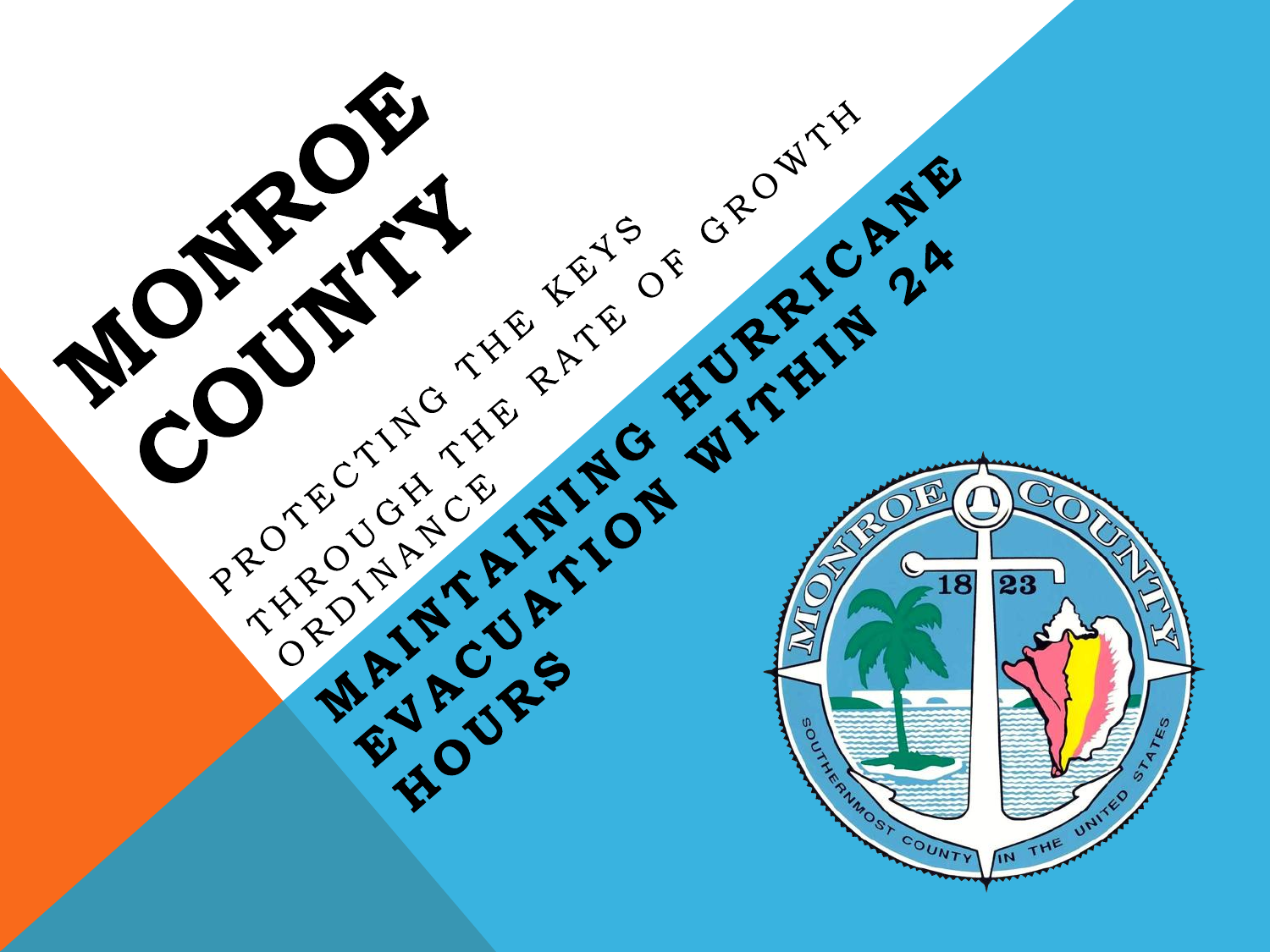# MONROE COUNTY

PROTECTING THE KEYS THROUGH THE RATE OF GROWTH ORDINANCE

## MAINTAINING HURRICANE EVACUATION WITHIN 24 HOURS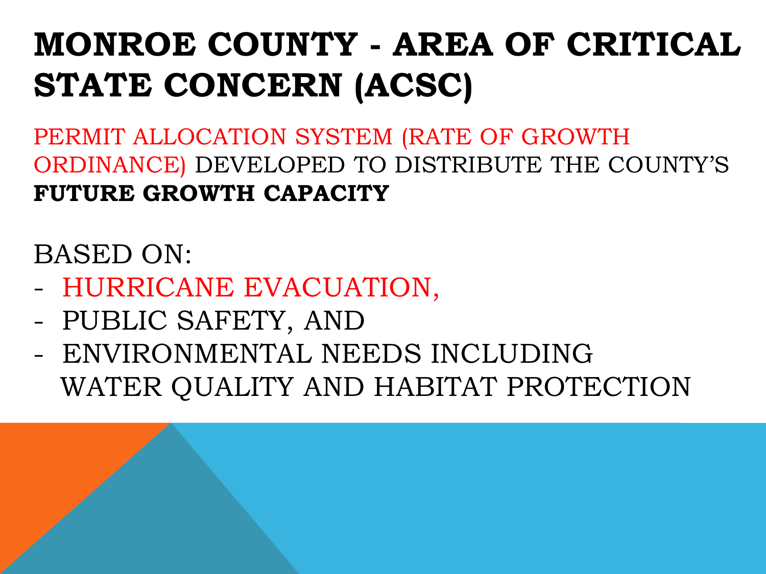# MONROE COUNTY - AREA OF CRITICAL STATE CONCERN (ACSC)

PERMIT ALLOCATION SYSTEM (RATE OF GROWTH ORDINANCE) DEVELOPED TO DISTRIBUTE THE COUNTY'S **FUTURE GROWTH CAPACITY**

BASED ON:

- HURRICANE EVACUATION,
- PUBLIC SAFETY, AND
- ENVIRONMENTAL NEEDS INCLUDING WATER QUALITY AND HABITAT PROTECTION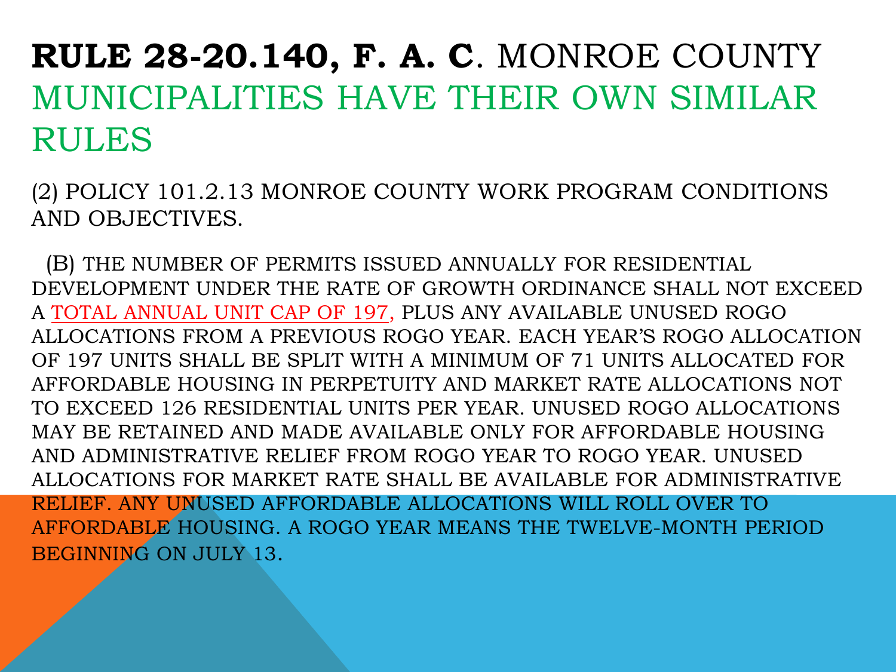# **RULE 28-20.140, F. A. C**. MONROE COUNTY MUNICIPALITIES HAVE THEIR OWN SIMILAR RULES

(2) POLICY 101.2.13 MONROE COUNTY WORK PROGRAM CONDITIONS AND OBJECTIVES.

(B) THE NUMBER OF PERMITS ISSUED ANNUALLY FOR RESIDENTIAL DEVELOPMENT UNDER THE RATE OF GROWTH ORDINANCE SHALL NOT EXCEED A TOTAL ANNUAL UNIT CAP OF 197, PLUS ANY AVAILABLE UNUSED ROGO ALLOCATIONS FROM A PREVIOUS ROGO YEAR. EACH YEAR'S ROGO ALLOCATION OF 197 UNITS SHALL BE SPLIT WITH A MINIMUM OF 71 UNITS ALLOCATED FOR AFFORDABLE HOUSING IN PERPETUITY AND MARKET RATE ALLOCATIONS NOT TO EXCEED 126 RESIDENTIAL UNITS PER YEAR. UNUSED ROGO ALLOCATIONS MAY BE RETAINED AND MADE AVAILABLE ONLY FOR AFFORDABLE HOUSING AND ADMINISTRATIVE RELIEF FROM ROGO YEAR TO ROGO YEAR. UNUSED ALLOCATIONS FOR MARKET RATE SHALL BE AVAILABLE FOR ADMINISTRATIVE RELIEF. ANY UNUSED AFFORDABLE ALLOCATIONS WILL ROLL OVER TO AFFORDABLE HOUSING. A ROGO YEAR MEANS THE TWELVE-MONTH PERIOD BEGINNING ON JULY 13.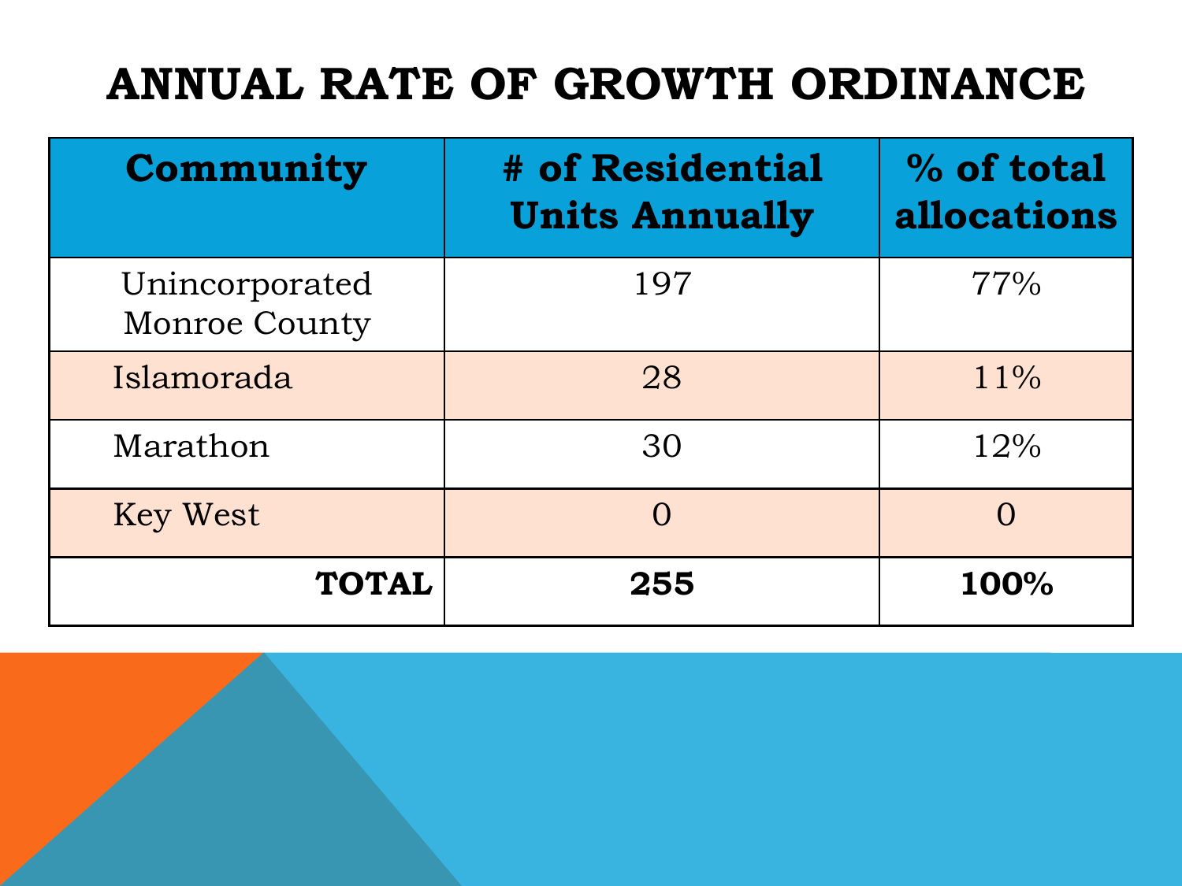# ANNUAL RATE OF GROWTH ORDINANCE

| Community | # of Residential Units Annually | % of total allocations |
|---|---|---|
| Unincorporated Monroe County | 197 | 77% |
| Islamorada | 28 | 11% |
| Marathon | 30 | 12% |
| Key West | 0 | 0 |
| **TOTAL** | **255** | **100%** |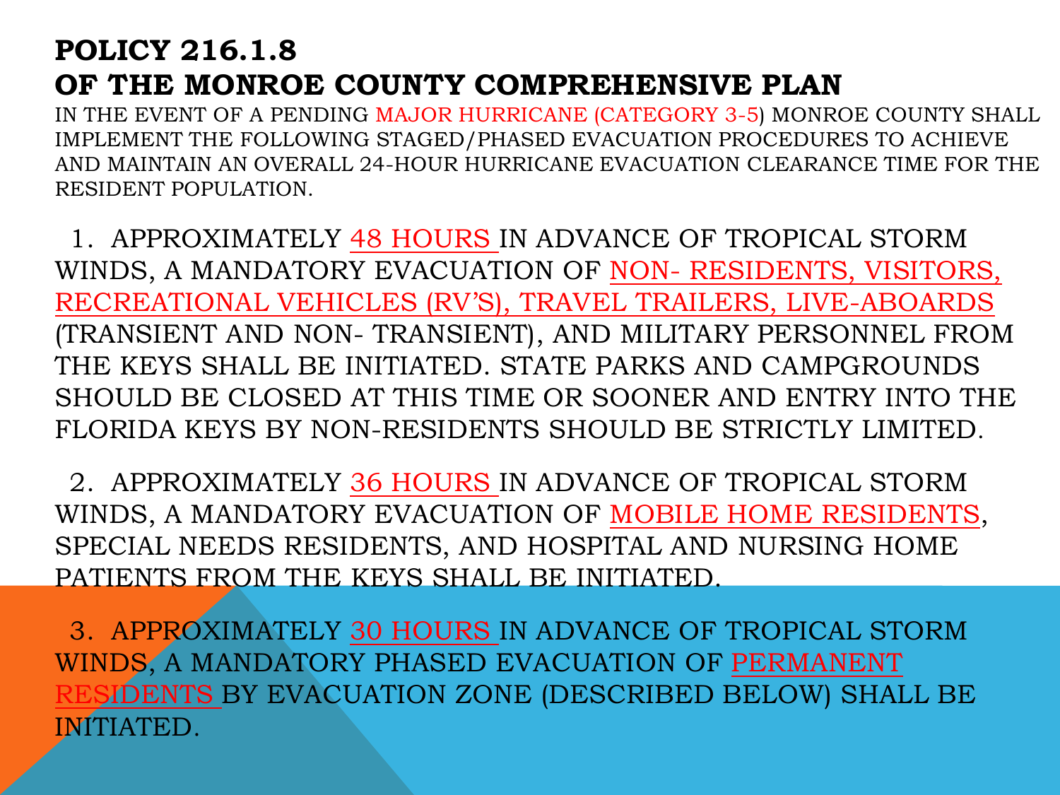# POLICY 216.1.8
# OF THE MONROE COUNTY COMPREHENSIVE PLAN

IN THE EVENT OF A PENDING MAJOR HURRICANE (CATEGORY 3-5) MONROE COUNTY SHALL IMPLEMENT THE FOLLOWING STAGED/PHASED EVACUATION PROCEDURES TO ACHIEVE AND MAINTAIN AN OVERALL 24-HOUR HURRICANE EVACUATION CLEARANCE TIME FOR THE RESIDENT POPULATION.

1. APPROXIMATELY 48 HOURS IN ADVANCE OF TROPICAL STORM WINDS, A MANDATORY EVACUATION OF NON- RESIDENTS, VISITORS, RECREATIONAL VEHICLES (RV'S), TRAVEL TRAILERS, LIVE-ABOARDS (TRANSIENT AND NON- TRANSIENT), AND MILITARY PERSONNEL FROM THE KEYS SHALL BE INITIATED. STATE PARKS AND CAMPGROUNDS SHOULD BE CLOSED AT THIS TIME OR SOONER AND ENTRY INTO THE FLORIDA KEYS BY NON-RESIDENTS SHOULD BE STRICTLY LIMITED.

2. APPROXIMATELY 36 HOURS IN ADVANCE OF TROPICAL STORM WINDS, A MANDATORY EVACUATION OF MOBILE HOME RESIDENTS, SPECIAL NEEDS RESIDENTS, AND HOSPITAL AND NURSING HOME PATIENTS FROM THE KEYS SHALL BE INITIATED.

3. APPROXIMATELY 30 HOURS IN ADVANCE OF TROPICAL STORM WINDS, A MANDATORY PHASED EVACUATION OF PERMANENT RESIDENTS BY EVACUATION ZONE (DESCRIBED BELOW) SHALL BE INITIATED.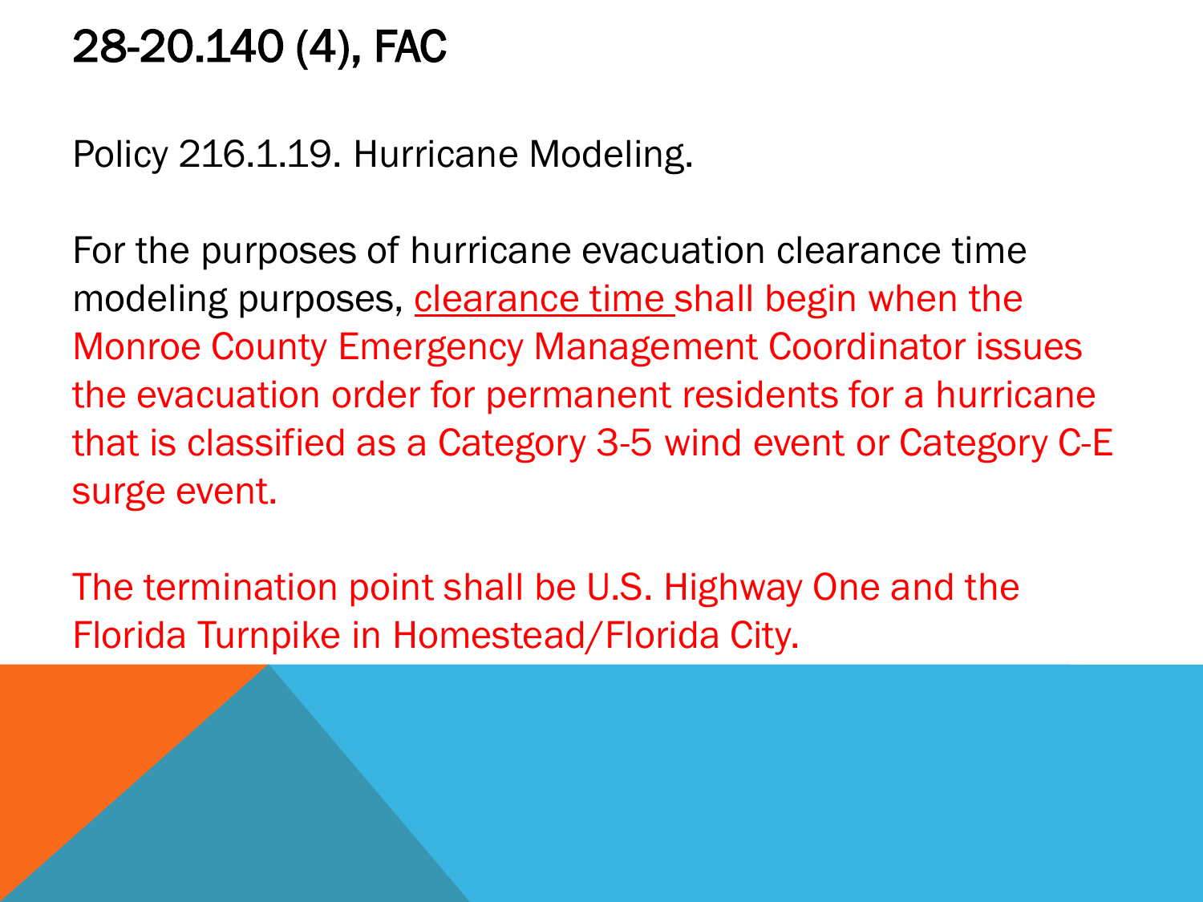# 28-20.140 (4), FAC

Policy 216.1.19. Hurricane Modeling.

For the purposes of hurricane evacuation clearance time modeling purposes, clearance time shall begin when the Monroe County Emergency Management Coordinator issues the evacuation order for permanent residents for a hurricane that is classified as a Category 3-5 wind event or Category C-E surge event.

The termination point shall be U.S. Highway One and the Florida Turnpike in Homestead/Florida City.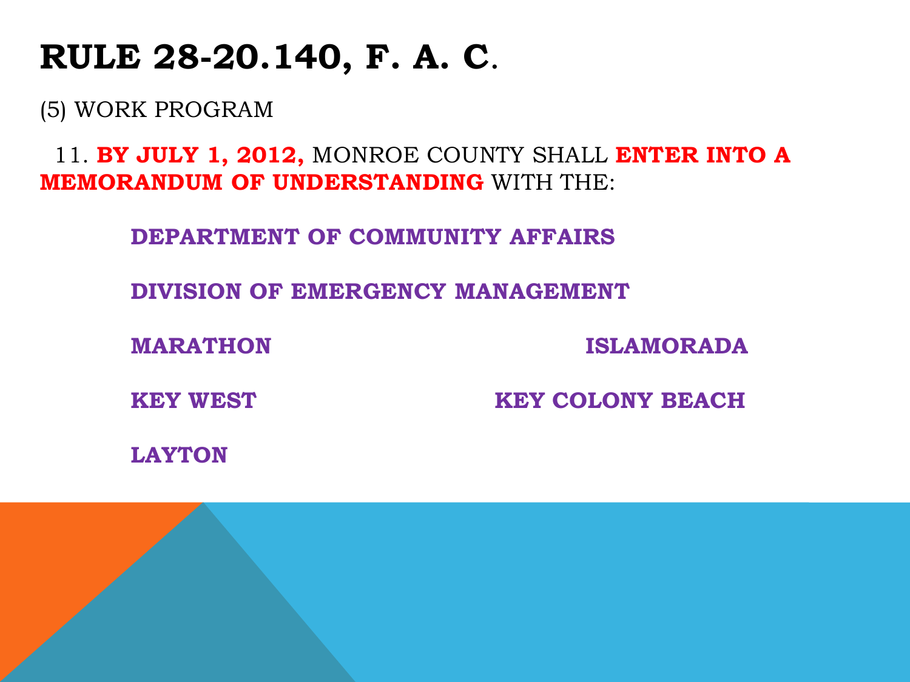# RULE 28-20.140, F. A. C.

(5) WORK PROGRAM

11. **BY JULY 1, 2012,** MONROE COUNTY SHALL **ENTER INTO A MEMORANDUM OF UNDERSTANDING** WITH THE:

- **DEPARTMENT OF COMMUNITY AFFAIRS**
- **DIVISION OF EMERGENCY MANAGEMENT**
- **MARATHON**
- **ISLAMORADA**
- **KEY WEST**
- **KEY COLONY BEACH**
- **LAYTON**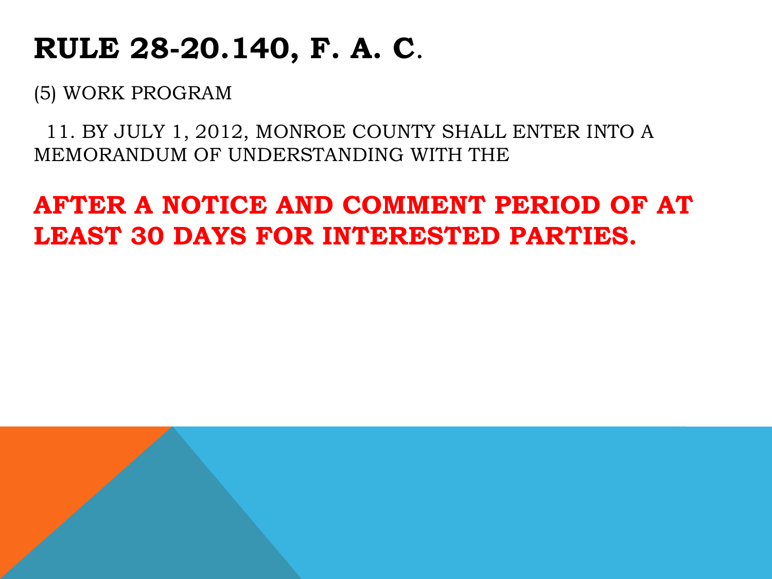# RULE 28-20.140, F. A. C.

(5) WORK PROGRAM

11. BY JULY 1, 2012, MONROE COUNTY SHALL ENTER INTO A MEMORANDUM OF UNDERSTANDING WITH THE

**AFTER A NOTICE AND COMMENT PERIOD OF AT LEAST 30 DAYS FOR INTERESTED PARTIES.**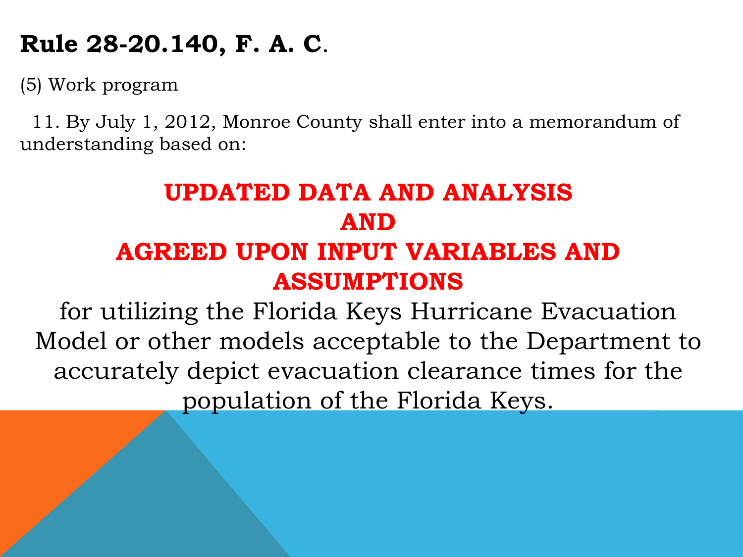# Rule 28-20.140, F. A. C.

(5) Work program

11. By July 1, 2012, Monroe County shall enter into a memorandum of understanding based on:

**UPDATED DATA AND ANALYSIS**
**AND**
**AGREED UPON INPUT VARIABLES AND ASSUMPTIONS**

for utilizing the Florida Keys Hurricane Evacuation Model or other models acceptable to the Department to accurately depict evacuation clearance times for the population of the Florida Keys.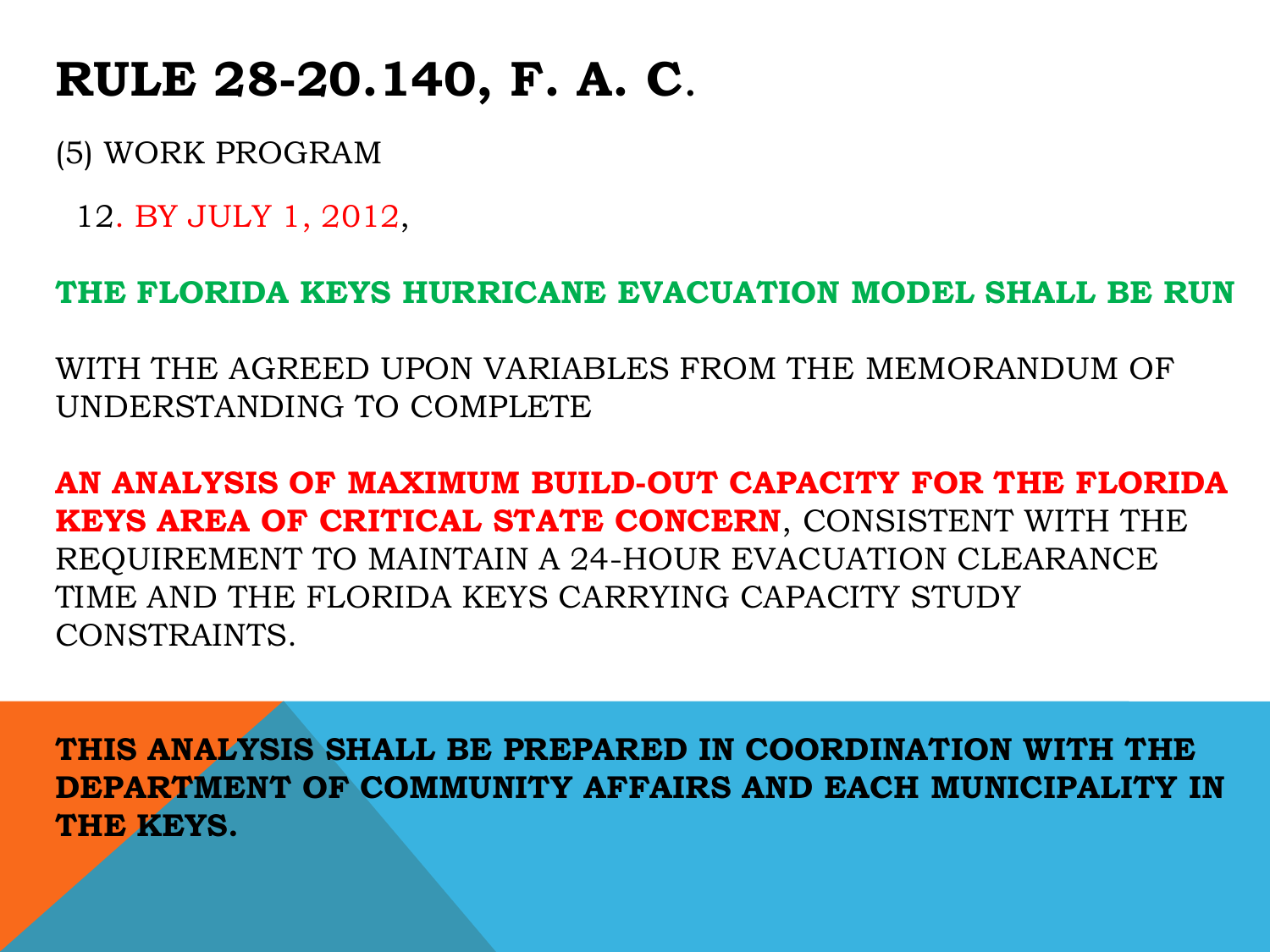# RULE 28-20.140, F. A. C.

(5) WORK PROGRAM

12. BY JULY 1, 2012,

**THE FLORIDA KEYS HURRICANE EVACUATION MODEL SHALL BE RUN**

WITH THE AGREED UPON VARIABLES FROM THE MEMORANDUM OF UNDERSTANDING TO COMPLETE

**AN ANALYSIS OF MAXIMUM BUILD-OUT CAPACITY FOR THE FLORIDA KEYS AREA OF CRITICAL STATE CONCERN**, CONSISTENT WITH THE REQUIREMENT TO MAINTAIN A 24-HOUR EVACUATION CLEARANCE TIME AND THE FLORIDA KEYS CARRYING CAPACITY STUDY CONSTRAINTS.

**THIS ANALYSIS SHALL BE PREPARED IN COORDINATION WITH THE DEPARTMENT OF COMMUNITY AFFAIRS AND EACH MUNICIPALITY IN THE KEYS.**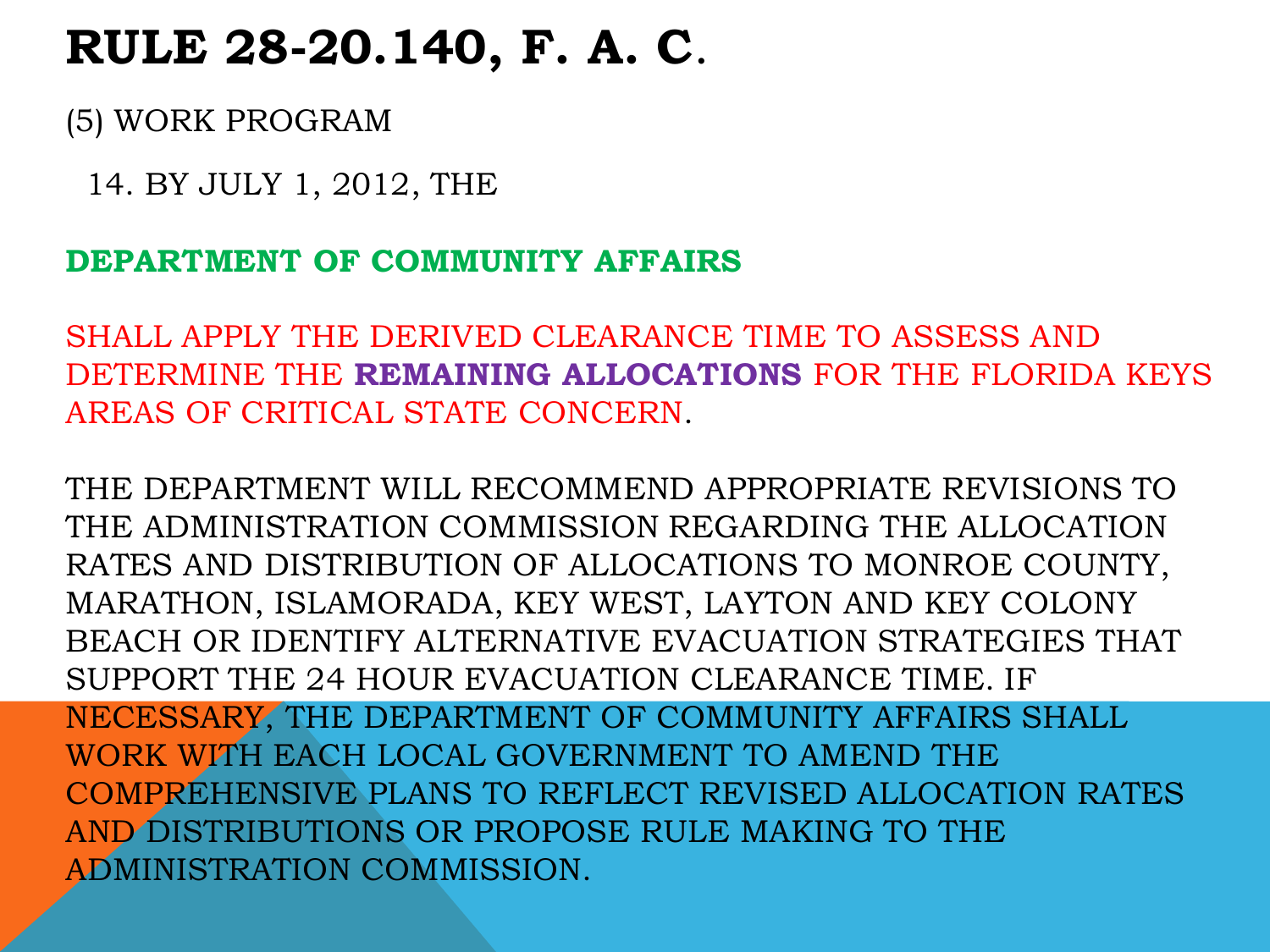# RULE 28-20.140, F. A. C.

(5) WORK PROGRAM

14. BY JULY 1, 2012, THE

**DEPARTMENT OF COMMUNITY AFFAIRS**

SHALL APPLY THE DERIVED CLEARANCE TIME TO ASSESS AND DETERMINE THE **REMAINING ALLOCATIONS** FOR THE FLORIDA KEYS AREAS OF CRITICAL STATE CONCERN.

THE DEPARTMENT WILL RECOMMEND APPROPRIATE REVISIONS TO THE ADMINISTRATION COMMISSION REGARDING THE ALLOCATION RATES AND DISTRIBUTION OF ALLOCATIONS TO MONROE COUNTY, MARATHON, ISLAMORADA, KEY WEST, LAYTON AND KEY COLONY BEACH OR IDENTIFY ALTERNATIVE EVACUATION STRATEGIES THAT SUPPORT THE 24 HOUR EVACUATION CLEARANCE TIME. IF NECESSARY, THE DEPARTMENT OF COMMUNITY AFFAIRS SHALL WORK WITH EACH LOCAL GOVERNMENT TO AMEND THE COMPREHENSIVE PLANS TO REFLECT REVISED ALLOCATION RATES AND DISTRIBUTIONS OR PROPOSE RULE MAKING TO THE ADMINISTRATION COMMISSION.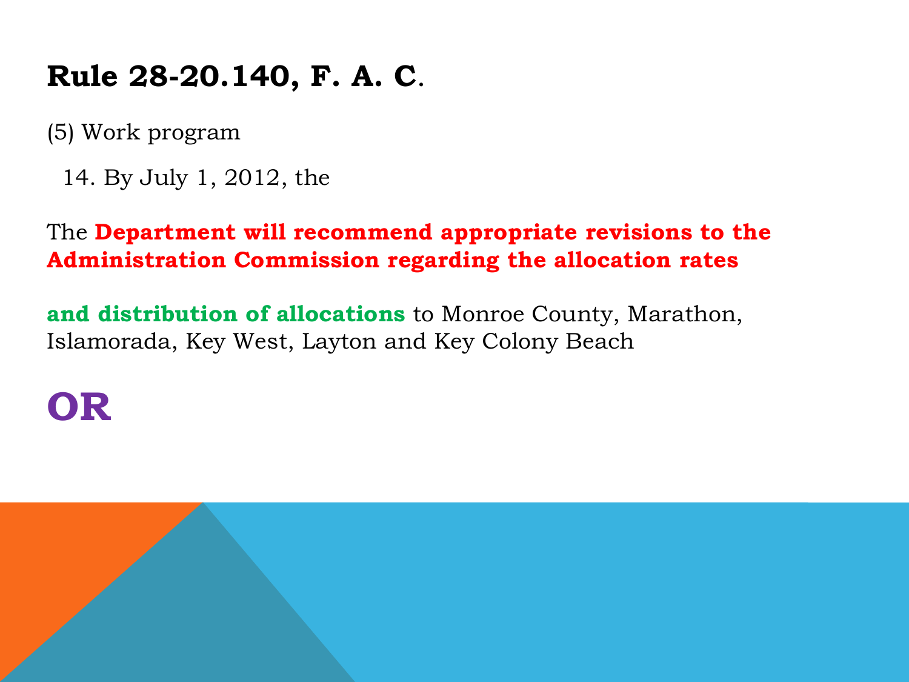# Rule 28-20.140, F. A. C.

(5) Work program

14. By July 1, 2012, the

The **Department will recommend appropriate revisions to the Administration Commission regarding the allocation rates**

**and distribution of allocations** to Monroe County, Marathon, Islamorada, Key West, Layton and Key Colony Beach

**OR**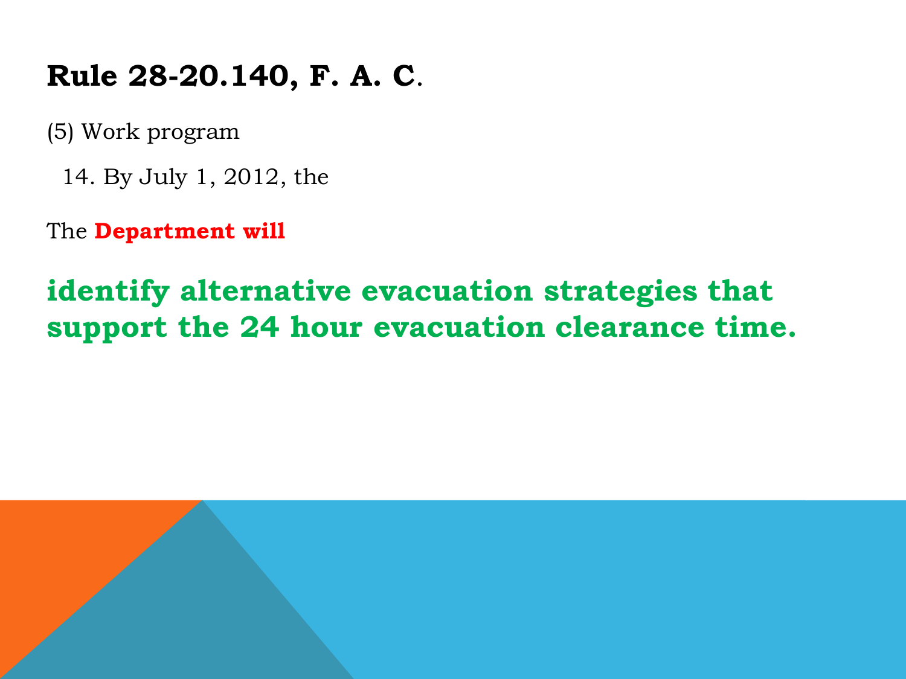# Rule 28-20.140, F. A. C.

(5) Work program

14. By July 1, 2012, the

The **Department will**

**identify alternative evacuation strategies that support the 24 hour evacuation clearance time.**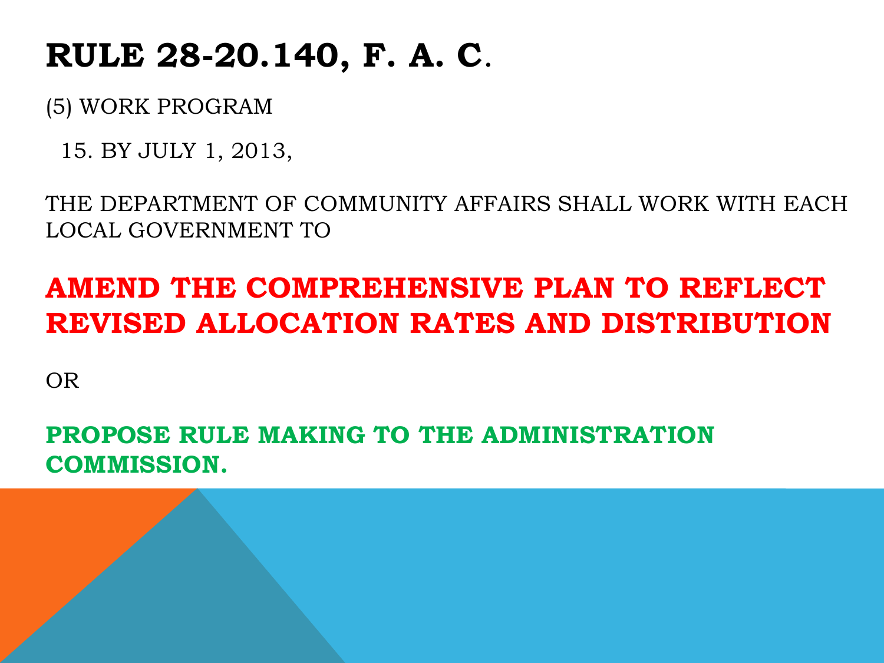# RULE 28-20.140, F. A. C.

(5) WORK PROGRAM

15. BY JULY 1, 2013,

THE DEPARTMENT OF COMMUNITY AFFAIRS SHALL WORK WITH EACH LOCAL GOVERNMENT TO

**AMEND THE COMPREHENSIVE PLAN TO REFLECT REVISED ALLOCATION RATES AND DISTRIBUTION**

OR

**PROPOSE RULE MAKING TO THE ADMINISTRATION COMMISSION.**